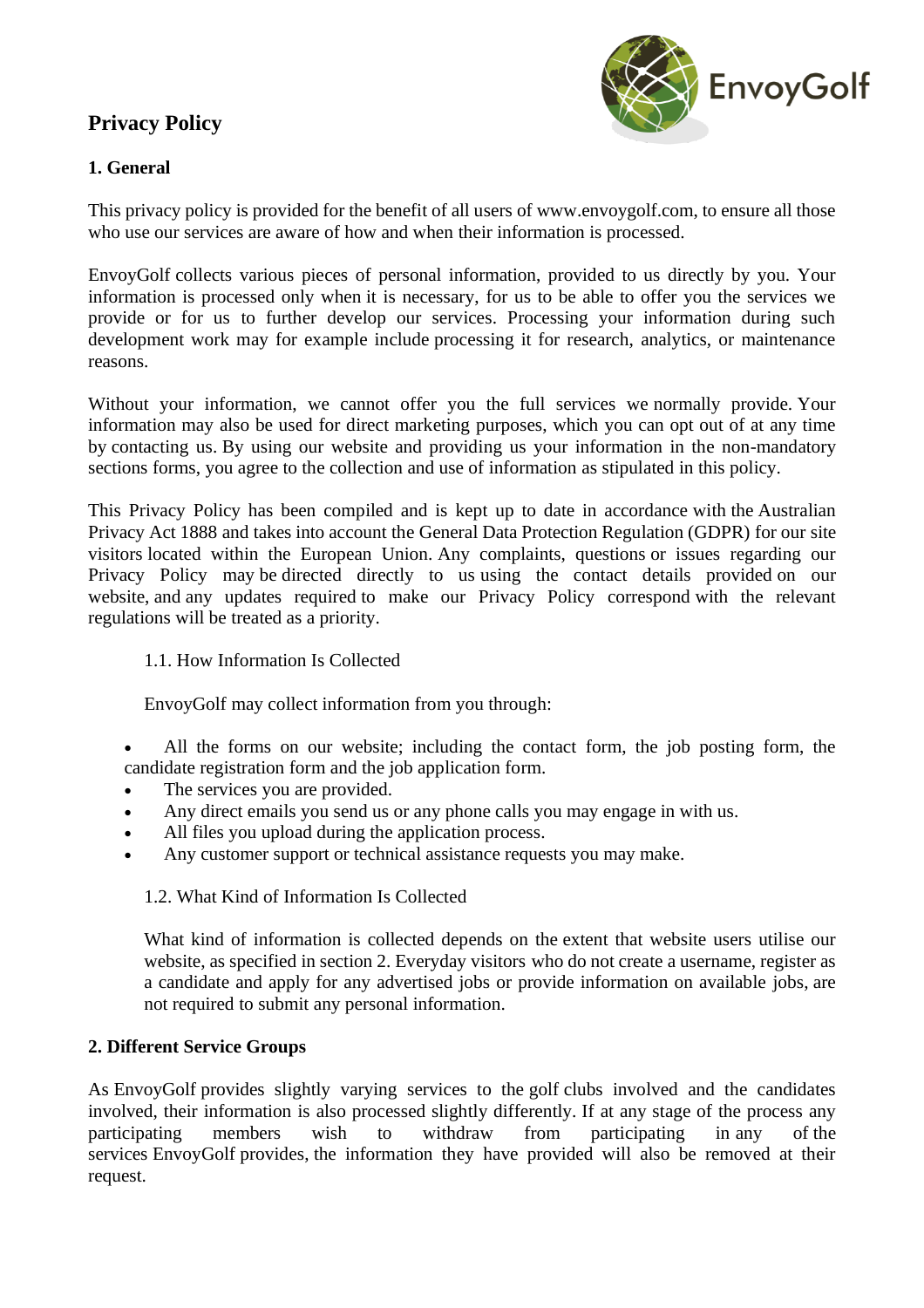# Privacy Policy

## 1. General

This privacy policy is provided for the benefit of all users of www.envoygolf.com, to ensure all those who use our services are aware of how and when their information is processed.

EnvoyGolf collects various pieces of personal information, provided to us directly by you. Your information is processed only when it is necessary, for us to be able to offer you the services we provide or for us to further develop our services. Processing your information during such development work may for example include processing it for research, analytics, or maintenance reasons.

Without your information, we cannot offer you the full services we normally provide. Your information may also be used for direct marketing purposes, which you can opt out of at any time by contacting us. By using our website and providing us your information in the non-mandatory sections forms, you agree to the collection and use of information as stipulated in this policy.

This Privacy Policy has been compiled and is kept up to date in accordance with the Australian Privacy Act 1888 and takes into account the General Data Protection Regulation (GDPR) for our site visitors located within the European Union. Any complaints, questions or issues regarding our Privacy Policy may be directed directly to us using the contact details provided on our website, and any updates required to make our Privacy Policy correspond with the relevant regulations will be treated as a priority.

### 1.1. How Information Is Collected

EnvoyGolf may collect information from you through:

- All the forms on our website; including the contact form, the job posting form, the candidate registration form and the job application form.
- The services you are provided.
- Any direct emails you send us or any phone calls you may engage in with us.
- All files you upload during the application process.
- Any customer support or technical assistance requests you may make.

### 1.2. What Kind of Information Is Collected

What kind of information is collected depends on the extent that website users utilise our website, as specified in section 2. Everyday visitors who do not create a username, register as a candidate and apply for any advertised jobs or provide information on available jobs, are not required to submit any personal information.

## 2. Different Service Groups

As EnvoyGolf provides slightly varying services to the golf clubs involved and the candidates involved, their information is also processed slightly differently. If at any stage of the process any participating members wish to withdraw from participating in any of the services EnvoyGolf provides, the information they have provided will also be removed at their request.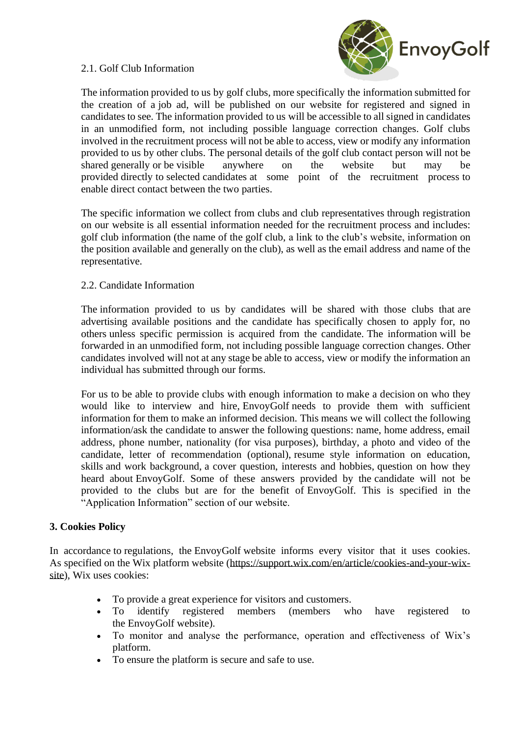2.1. Golf Club Information

The information provided to us by golf clubs, more specifically the information submitted for the creation of a job ad, will be published on our website for registered and signed in candidates to see. The information provided to us will be accessible to all signed in candidates in an unmodified form, not including possible language correction changes. Golf clubs involved in the recruitment process will not be able to access, view or modify any information provided to us by other clubs. The personal details of the golf club contact person will not be shared generally or be visible anywhere on the website but may be provided directly to selected candidates at some point of the recruitment process to enable direct contact between the two parties.

The specific information we collect from clubs and club representatives through registration on our website is all essential information needed for the recruitment process and includes: golf club information (the name of the golf club, a link to the club's website, information on the position available and generally on the club), as well as the email address and name of the representative.

2.2. Candidate Information

The information provided to us by candidates will be shared with those clubs that are advertising available positions and the candidate has specifically chosen to apply for, no others unless specific permission is acquired from the candidate. The information will be forwarded in an unmodified form, not including possible language correction changes. Other candidates involved will not at any stage be able to access, view or modify the information an individual has submitted through our forms.

For us to be able to provide clubs with enough information to make a decision on who they would like to interview and hire, EnvoyGolf needs to provide them with sufficient information for them to make an informed decision. This means we will collect the following information/ask the candidate to answer the following questions: name, home address, email address, phone number, nationality (for visa purposes), birthday, a photo and video of the candidate, letter of recommendation (optional), resume style information on education, skills and work background, a cover question, interests and hobbies, question on how they heard about EnvoyGolf. Some of these answers provided by the candidate will not be provided to the clubs but are for the benefit of EnvoyGolf. This is specified in the "Application Information" section of our website.

**3. Cookies Policy**

In accordance to regulations, the EnvoyGolf website informs every visitor that it uses cookies. As specified on the Wix platform website (https://support.wix.com/en/article/cookies-and-your-wix-site), Wix uses cookies:

- To provide a great experience for visitors and customers.
- To identify registered members (members who have registered to the EnvoyGolf website).
- To monitor and analyse the performance, operation and effectiveness of Wix's platform.
- To ensure the platform is secure and safe to use.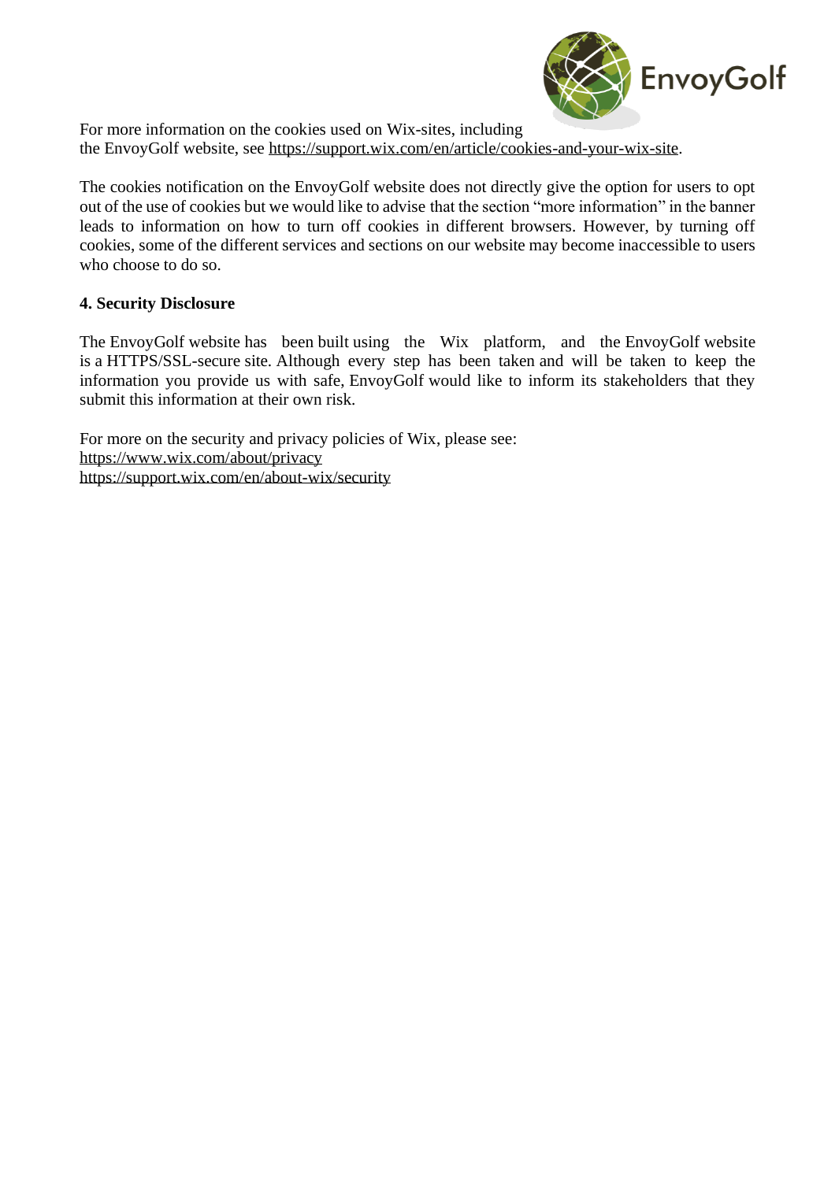For more information on the cookies used on Wix-sites, including the EnvoyGolf website, see https://support.wix.com/en/article/cookies-and-your-wix-site.

The cookies notification on the EnvoyGolf website does not directly give the option for users to opt out of the use of cookies but we would like to advise that the section "more information" in the banner leads to information on how to turn off cookies in different browsers. However, by turning off cookies, some of the different services and sections on our website may become inaccessible to users who choose to do so.

**4. Security Disclosure**

The EnvoyGolf website has been built using the Wix platform, and the EnvoyGolf website is a HTTPS/SSL-secure site. Although every step has been taken and will be taken to keep the information you provide us with safe, EnvoyGolf would like to inform its stakeholders that they submit this information at their own risk.

For more on the security and privacy policies of Wix, please see:
https://www.wix.com/about/privacy
https://support.wix.com/en/about-wix/security